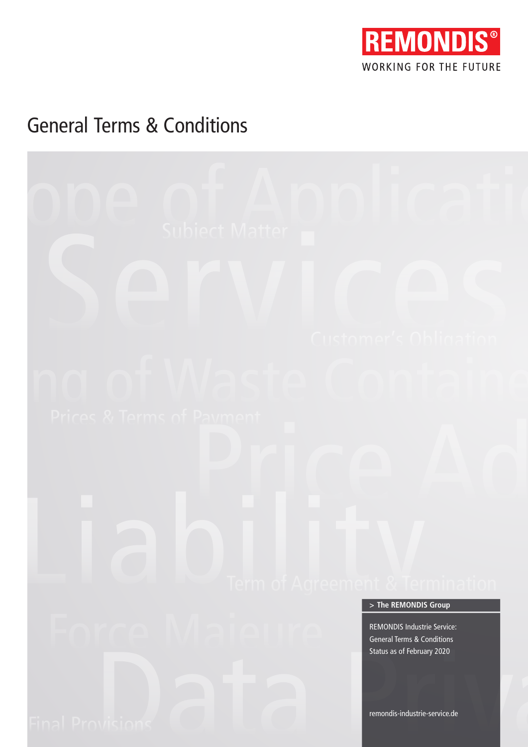REMONDIS®

WORKING FOR THE FUTURE

# General Terms & Conditions

> **The REMONDIS Group**

REMONDIS Industrie Service:
General Terms & Conditions
Status as of February 2020

remondis-industrie-service.de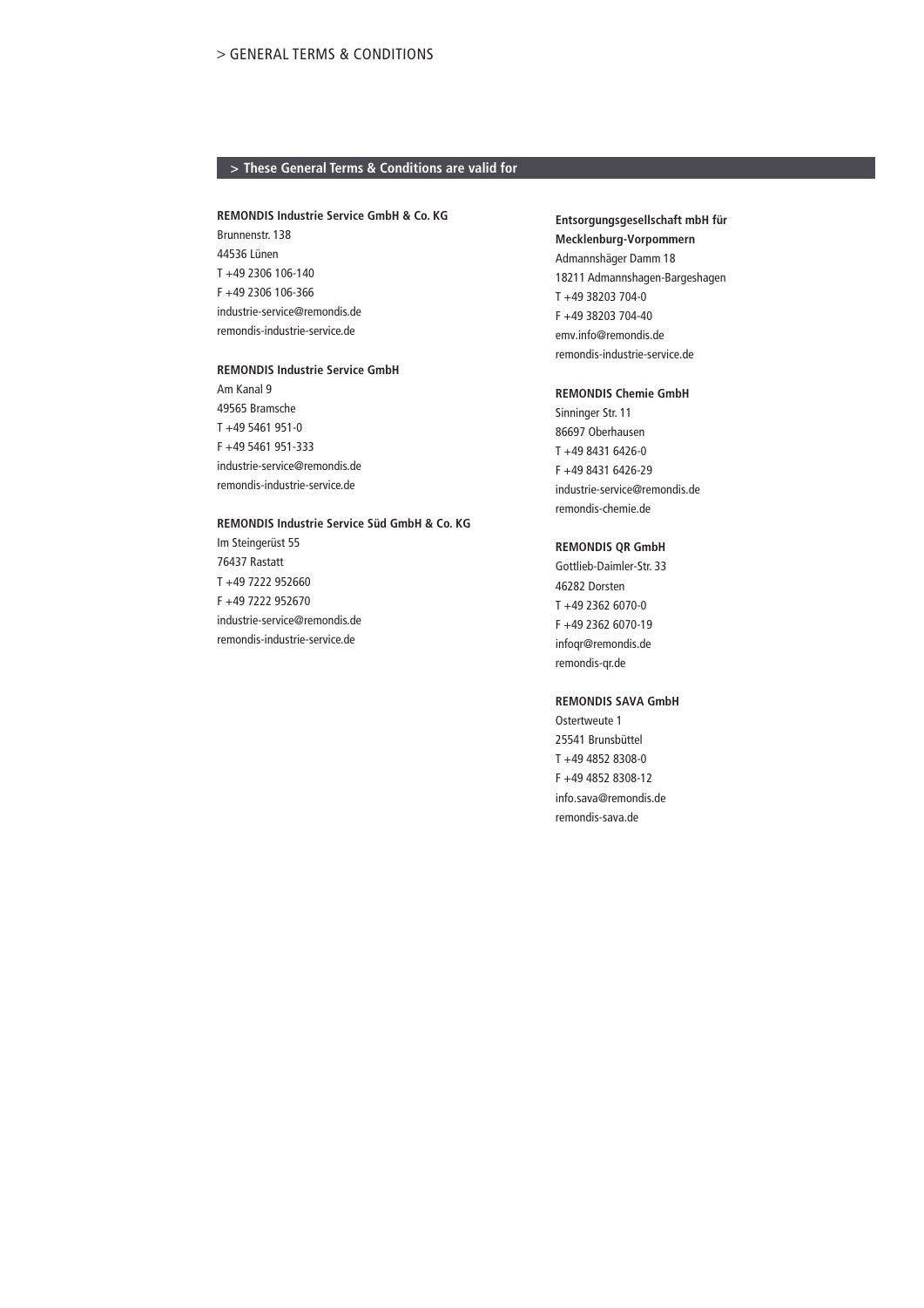> GENERAL TERMS & CONDITIONS

## > These General Terms & Conditions are valid for

**REMONDIS Industrie Service GmbH & Co. KG**
Brunnenstr. 138
44536 Lünen
T +49 2306 106-140
F +49 2306 106-366
industrie-service@remondis.de
remondis-industrie-service.de

**REMONDIS Industrie Service GmbH**
Am Kanal 9
49565 Bramsche
T +49 5461 951-0
F +49 5461 951-333
industrie-service@remondis.de
remondis-industrie-service.de

**REMONDIS Industrie Service Süd GmbH & Co. KG**
Im Steingerüst 55
76437 Rastatt
T +49 7222 952660
F +49 7222 952670
industrie-service@remondis.de
remondis-industrie-service.de

**Entsorgungsgesellschaft mbH für Mecklenburg-Vorpommern**
Admannshäger Damm 18
18211 Admannshagen-Bargeshagen
T +49 38203 704-0
F +49 38203 704-40
emv.info@remondis.de
remondis-industrie-service.de

**REMONDIS Chemie GmbH**
Sinninger Str. 11
86697 Oberhausen
T +49 8431 6426-0
F +49 8431 6426-29
industrie-service@remondis.de
remondis-chemie.de

**REMONDIS QR GmbH**
Gottlieb-Daimler-Str. 33
46282 Dorsten
T +49 2362 6070-0
F +49 2362 6070-19
infoqr@remondis.de
remondis-qr.de

**REMONDIS SAVA GmbH**
Ostertweute 1
25541 Brunsbüttel
T +49 4852 8308-0
F +49 4852 8308-12
info.sava@remondis.de
remondis-sava.de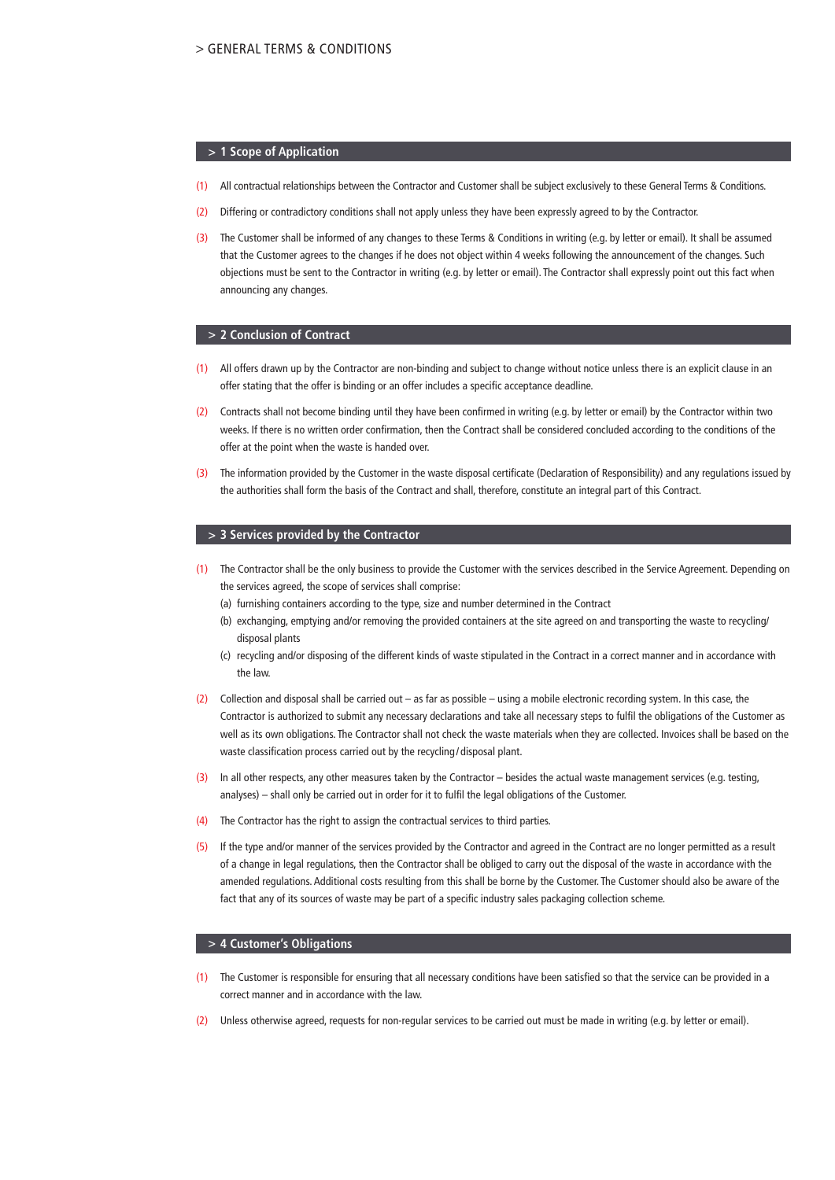> GENERAL TERMS & CONDITIONS

## > 1 Scope of Application

(1) All contractual relationships between the Contractor and Customer shall be subject exclusively to these General Terms & Conditions.

(2) Differing or contradictory conditions shall not apply unless they have been expressly agreed to by the Contractor.

(3) The Customer shall be informed of any changes to these Terms & Conditions in writing (e.g. by letter or email). It shall be assumed that the Customer agrees to the changes if he does not object within 4 weeks following the announcement of the changes. Such objections must be sent to the Contractor in writing (e.g. by letter or email). The Contractor shall expressly point out this fact when announcing any changes.

## > 2 Conclusion of Contract

(1) All offers drawn up by the Contractor are non-binding and subject to change without notice unless there is an explicit clause in an offer stating that the offer is binding or an offer includes a specific acceptance deadline.

(2) Contracts shall not become binding until they have been confirmed in writing (e.g. by letter or email) by the Contractor within two weeks. If there is no written order confirmation, then the Contract shall be considered concluded according to the conditions of the offer at the point when the waste is handed over.

(3) The information provided by the Customer in the waste disposal certificate (Declaration of Responsibility) and any regulations issued by the authorities shall form the basis of the Contract and shall, therefore, constitute an integral part of this Contract.

## > 3 Services provided by the Contractor

(1) The Contractor shall be the only business to provide the Customer with the services described in the Service Agreement. Depending on the services agreed, the scope of services shall comprise:
   - (a) furnishing containers according to the type, size and number determined in the Contract
   - (b) exchanging, emptying and/or removing the provided containers at the site agreed on and transporting the waste to recycling/disposal plants
   - (c) recycling and/or disposing of the different kinds of waste stipulated in the Contract in a correct manner and in accordance with the law.

(2) Collection and disposal shall be carried out – as far as possible – using a mobile electronic recording system. In this case, the Contractor is authorized to submit any necessary declarations and take all necessary steps to fulfil the obligations of the Customer as well as its own obligations. The Contractor shall not check the waste materials when they are collected. Invoices shall be based on the waste classification process carried out by the recycling / disposal plant.

(3) In all other respects, any other measures taken by the Contractor – besides the actual waste management services (e.g. testing, analyses) – shall only be carried out in order for it to fulfil the legal obligations of the Customer.

(4) The Contractor has the right to assign the contractual services to third parties.

(5) If the type and/or manner of the services provided by the Contractor and agreed in the Contract are no longer permitted as a result of a change in legal regulations, then the Contractor shall be obliged to carry out the disposal of the waste in accordance with the amended regulations. Additional costs resulting from this shall be borne by the Customer. The Customer should also be aware of the fact that any of its sources of waste may be part of a specific industry sales packaging collection scheme.

## > 4 Customer's Obligations

(1) The Customer is responsible for ensuring that all necessary conditions have been satisfied so that the service can be provided in a correct manner and in accordance with the law.

(2) Unless otherwise agreed, requests for non-regular services to be carried out must be made in writing (e.g. by letter or email).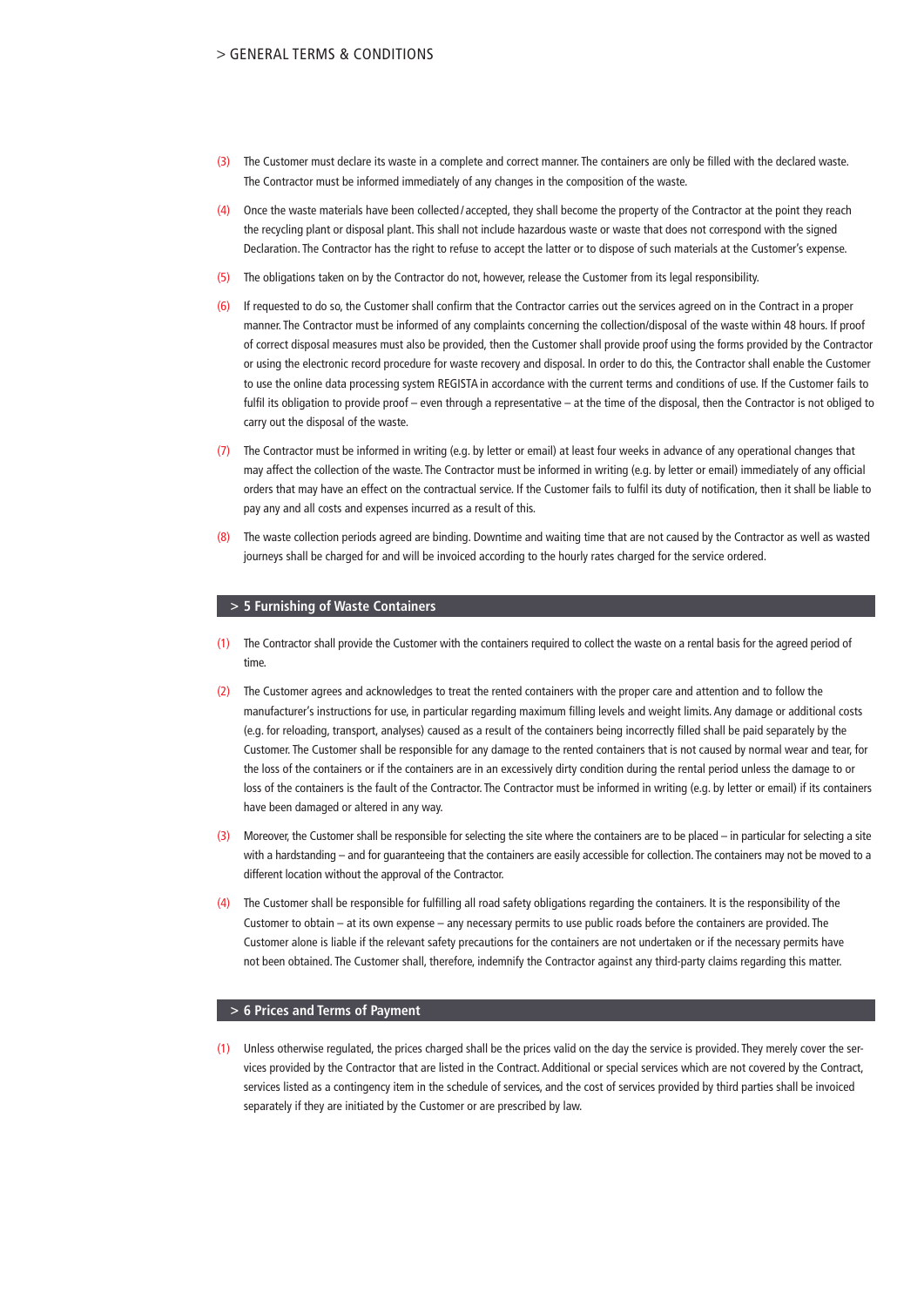(3) The Customer must declare its waste in a complete and correct manner. The containers are only be filled with the declared waste. The Contractor must be informed immediately of any changes in the composition of the waste.

(4) Once the waste materials have been collected / accepted, they shall become the property of the Contractor at the point they reach the recycling plant or disposal plant. This shall not include hazardous waste or waste that does not correspond with the signed Declaration. The Contractor has the right to refuse to accept the latter or to dispose of such materials at the Customer's expense.

(5) The obligations taken on by the Contractor do not, however, release the Customer from its legal responsibility.

(6) If requested to do so, the Customer shall confirm that the Contractor carries out the services agreed on in the Contract in a proper manner. The Contractor must be informed of any complaints concerning the collection/disposal of the waste within 48 hours. If proof of correct disposal measures must also be provided, then the Customer shall provide proof using the forms provided by the Contractor or using the electronic record procedure for waste recovery and disposal. In order to do this, the Contractor shall enable the Customer to use the online data processing system REGISTA in accordance with the current terms and conditions of use. If the Customer fails to fulfil its obligation to provide proof – even through a representative – at the time of the disposal, then the Contractor is not obliged to carry out the disposal of the waste.

(7) The Contractor must be informed in writing (e.g. by letter or email) at least four weeks in advance of any operational changes that may affect the collection of the waste. The Contractor must be informed in writing (e.g. by letter or email) immediately of any official orders that may have an effect on the contractual service. If the Customer fails to fulfil its duty of notification, then it shall be liable to pay any and all costs and expenses incurred as a result of this.

(8) The waste collection periods agreed are binding. Downtime and waiting time that are not caused by the Contractor as well as wasted journeys shall be charged for and will be invoiced according to the hourly rates charged for the service ordered.

## > 5 Furnishing of Waste Containers

(1) The Contractor shall provide the Customer with the containers required to collect the waste on a rental basis for the agreed period of time.

(2) The Customer agrees and acknowledges to treat the rented containers with the proper care and attention and to follow the manufacturer's instructions for use, in particular regarding maximum filling levels and weight limits. Any damage or additional costs (e.g. for reloading, transport, analyses) caused as a result of the containers being incorrectly filled shall be paid separately by the Customer. The Customer shall be responsible for any damage to the rented containers that is not caused by normal wear and tear, for the loss of the containers or if the containers are in an excessively dirty condition during the rental period unless the damage to or loss of the containers is the fault of the Contractor. The Contractor must be informed in writing (e.g. by letter or email) if its containers have been damaged or altered in any way.

(3) Moreover, the Customer shall be responsible for selecting the site where the containers are to be placed – in particular for selecting a site with a hardstanding – and for guaranteeing that the containers are easily accessible for collection. The containers may not be moved to a different location without the approval of the Contractor.

(4) The Customer shall be responsible for fulfilling all road safety obligations regarding the containers. It is the responsibility of the Customer to obtain – at its own expense – any necessary permits to use public roads before the containers are provided. The Customer alone is liable if the relevant safety precautions for the containers are not undertaken or if the necessary permits have not been obtained. The Customer shall, therefore, indemnify the Contractor against any third-party claims regarding this matter.

## > 6 Prices and Terms of Payment

(1) Unless otherwise regulated, the prices charged shall be the prices valid on the day the service is provided. They merely cover the services provided by the Contractor that are listed in the Contract. Additional or special services which are not covered by the Contract, services listed as a contingency item in the schedule of services, and the cost of services provided by third parties shall be invoiced separately if they are initiated by the Customer or are prescribed by law.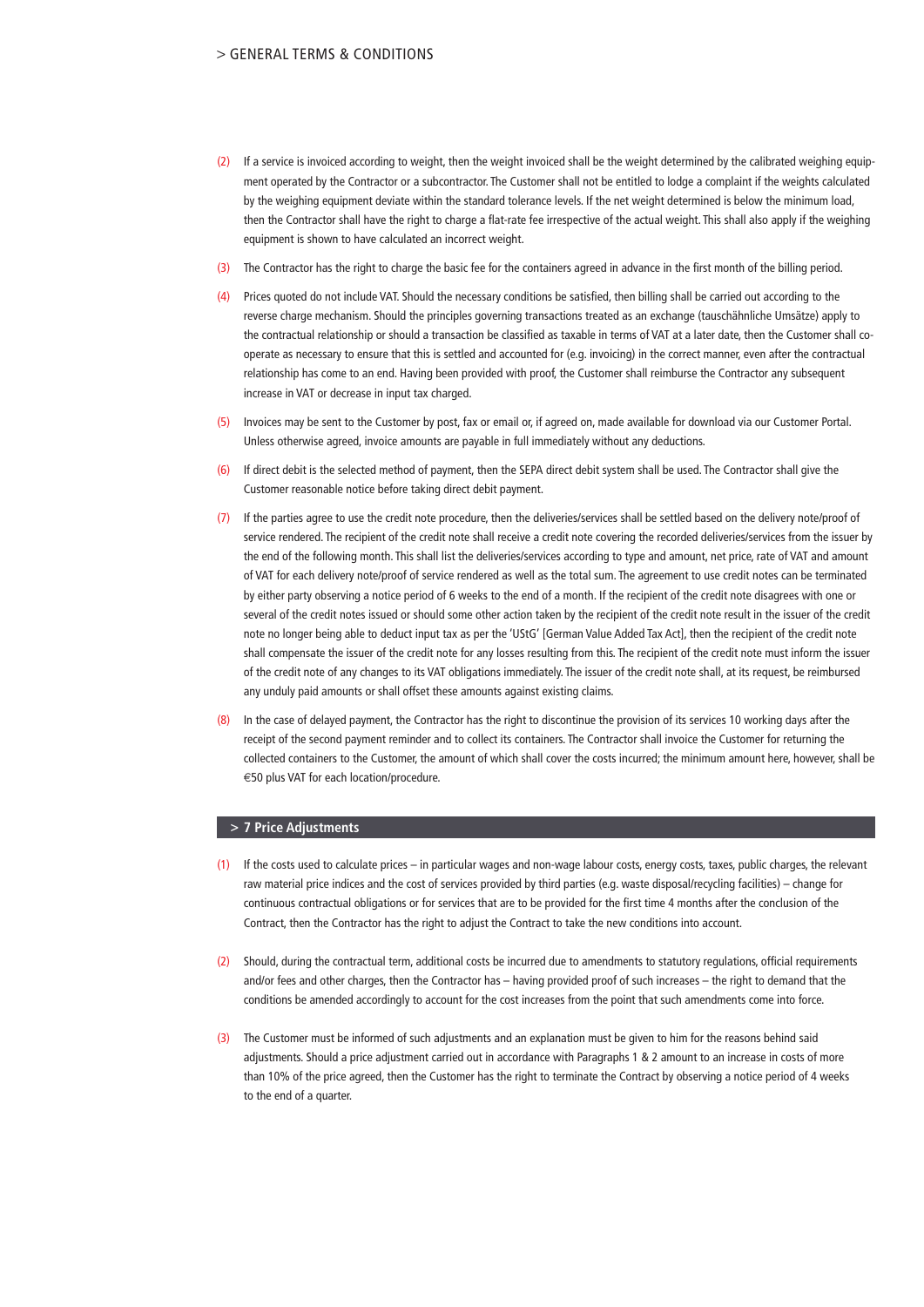(2) If a service is invoiced according to weight, then the weight invoiced shall be the weight determined by the calibrated weighing equipment operated by the Contractor or a subcontractor. The Customer shall not be entitled to lodge a complaint if the weights calculated by the weighing equipment deviate within the standard tolerance levels. If the net weight determined is below the minimum load, then the Contractor shall have the right to charge a flat-rate fee irrespective of the actual weight. This shall also apply if the weighing equipment is shown to have calculated an incorrect weight.

(3) The Contractor has the right to charge the basic fee for the containers agreed in advance in the first month of the billing period.

(4) Prices quoted do not include VAT. Should the necessary conditions be satisfied, then billing shall be carried out according to the reverse charge mechanism. Should the principles governing transactions treated as an exchange (tauschähnliche Umsätze) apply to the contractual relationship or should a transaction be classified as taxable in terms of VAT at a later date, then the Customer shall co-operate as necessary to ensure that this is settled and accounted for (e.g. invoicing) in the correct manner, even after the contractual relationship has come to an end. Having been provided with proof, the Customer shall reimburse the Contractor any subsequent increase in VAT or decrease in input tax charged.

(5) Invoices may be sent to the Customer by post, fax or email or, if agreed on, made available for download via our Customer Portal. Unless otherwise agreed, invoice amounts are payable in full immediately without any deductions.

(6) If direct debit is the selected method of payment, then the SEPA direct debit system shall be used. The Contractor shall give the Customer reasonable notice before taking direct debit payment.

(7) If the parties agree to use the credit note procedure, then the deliveries/services shall be settled based on the delivery note/proof of service rendered. The recipient of the credit note shall receive a credit note covering the recorded deliveries/services from the issuer by the end of the following month. This shall list the deliveries/services according to type and amount, net price, rate of VAT and amount of VAT for each delivery note/proof of service rendered as well as the total sum. The agreement to use credit notes can be terminated by either party observing a notice period of 6 weeks to the end of a month. If the recipient of the credit note disagrees with one or several of the credit notes issued or should some other action taken by the recipient of the credit note result in the issuer of the credit note no longer being able to deduct input tax as per the 'UStG' [German Value Added Tax Act], then the recipient of the credit note shall compensate the issuer of the credit note for any losses resulting from this. The recipient of the credit note must inform the issuer of the credit note of any changes to its VAT obligations immediately. The issuer of the credit note shall, at its request, be reimbursed any unduly paid amounts or shall offset these amounts against existing claims.

(8) In the case of delayed payment, the Contractor has the right to discontinue the provision of its services 10 working days after the receipt of the second payment reminder and to collect its containers. The Contractor shall invoice the Customer for returning the collected containers to the Customer, the amount of which shall cover the costs incurred; the minimum amount here, however, shall be €50 plus VAT for each location/procedure.

## > 7 Price Adjustments

(1) If the costs used to calculate prices – in particular wages and non-wage labour costs, energy costs, taxes, public charges, the relevant raw material price indices and the cost of services provided by third parties (e.g. waste disposal/recycling facilities) – change for continuous contractual obligations or for services that are to be provided for the first time 4 months after the conclusion of the Contract, then the Contractor has the right to adjust the Contract to take the new conditions into account.

(2) Should, during the contractual term, additional costs be incurred due to amendments to statutory regulations, official requirements and/or fees and other charges, then the Contractor has – having provided proof of such increases – the right to demand that the conditions be amended accordingly to account for the cost increases from the point that such amendments come into force.

(3) The Customer must be informed of such adjustments and an explanation must be given to him for the reasons behind said adjustments. Should a price adjustment carried out in accordance with Paragraphs 1 & 2 amount to an increase in costs of more than 10% of the price agreed, then the Customer has the right to terminate the Contract by observing a notice period of 4 weeks to the end of a quarter.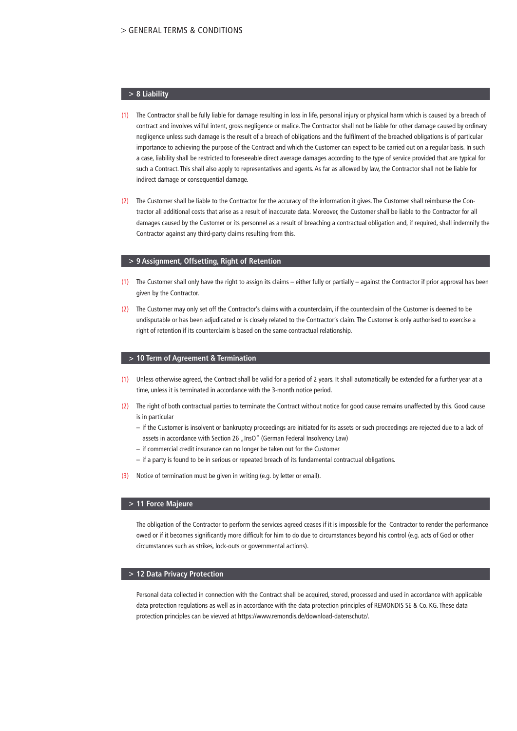## > 8 Liability

(1) The Contractor shall be fully liable for damage resulting in loss in life, personal injury or physical harm which is caused by a breach of contract and involves wilful intent, gross negligence or malice. The Contractor shall not be liable for other damage caused by ordinary negligence unless such damage is the result of a breach of obligations and the fulfilment of the breached obligations is of particular importance to achieving the purpose of the Contract and which the Customer can expect to be carried out on a regular basis. In such a case, liability shall be restricted to foreseeable direct average damages according to the type of service provided that are typical for such a Contract. This shall also apply to representatives and agents. As far as allowed by law, the Contractor shall not be liable for indirect damage or consequential damage.

(2) The Customer shall be liable to the Contractor for the accuracy of the information it gives. The Customer shall reimburse the Contractor all additional costs that arise as a result of inaccurate data. Moreover, the Customer shall be liable to the Contractor for all damages caused by the Customer or its personnel as a result of breaching a contractual obligation and, if required, shall indemnify the Contractor against any third-party claims resulting from this.

## > 9 Assignment, Offsetting, Right of Retention

(1) The Customer shall only have the right to assign its claims – either fully or partially – against the Contractor if prior approval has been given by the Contractor.

(2) The Customer may only set off the Contractor's claims with a counterclaim, if the counterclaim of the Customer is deemed to be undisputable or has been adjudicated or is closely related to the Contractor's claim. The Customer is only authorised to exercise a right of retention if its counterclaim is based on the same contractual relationship.

## > 10 Term of Agreement & Termination

(1) Unless otherwise agreed, the Contract shall be valid for a period of 2 years. It shall automatically be extended for a further year at a time, unless it is terminated in accordance with the 3-month notice period.

(2) The right of both contractual parties to terminate the Contract without notice for good cause remains unaffected by this. Good cause is in particular
- if the Customer is insolvent or bankruptcy proceedings are initiated for its assets or such proceedings are rejected due to a lack of assets in accordance with Section 26 „InsO" (German Federal Insolvency Law)
- if commercial credit insurance can no longer be taken out for the Customer
- if a party is found to be in serious or repeated breach of its fundamental contractual obligations.

(3) Notice of termination must be given in writing (e.g. by letter or email).

## > 11 Force Majeure

The obligation of the Contractor to perform the services agreed ceases if it is impossible for the Contractor to render the performance owed or if it becomes significantly more difficult for him to do due to circumstances beyond his control (e.g. acts of God or other circumstances such as strikes, lock-outs or governmental actions).

## > 12 Data Privacy Protection

Personal data collected in connection with the Contract shall be acquired, stored, processed and used in accordance with applicable data protection regulations as well as in accordance with the data protection principles of REMONDIS SE & Co. KG. These data protection principles can be viewed at https://www.remondis.de/download-datenschutz/.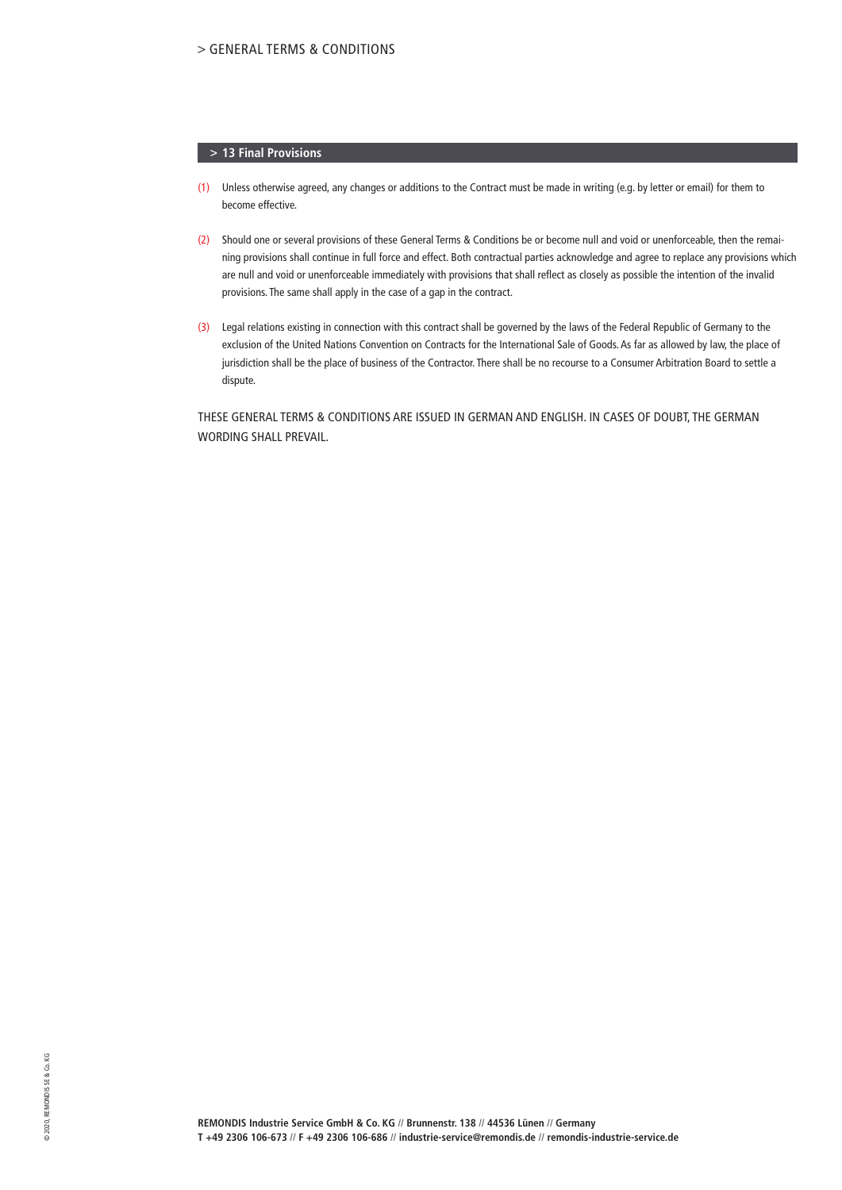## > 13 Final Provisions

(1) Unless otherwise agreed, any changes or additions to the Contract must be made in writing (e.g. by letter or email) for them to become effective.

(2) Should one or several provisions of these General Terms & Conditions be or become null and void or unenforceable, then the remaining provisions shall continue in full force and effect. Both contractual parties acknowledge and agree to replace any provisions which are null and void or unenforceable immediately with provisions that shall reflect as closely as possible the intention of the invalid provisions. The same shall apply in the case of a gap in the contract.

(3) Legal relations existing in connection with this contract shall be governed by the laws of the Federal Republic of Germany to the exclusion of the United Nations Convention on Contracts for the International Sale of Goods. As far as allowed by law, the place of jurisdiction shall be the place of business of the Contractor. There shall be no recourse to a Consumer Arbitration Board to settle a dispute.

THESE GENERAL TERMS & CONDITIONS ARE ISSUED IN GERMAN AND ENGLISH. IN CASES OF DOUBT, THE GERMAN WORDING SHALL PREVAIL.